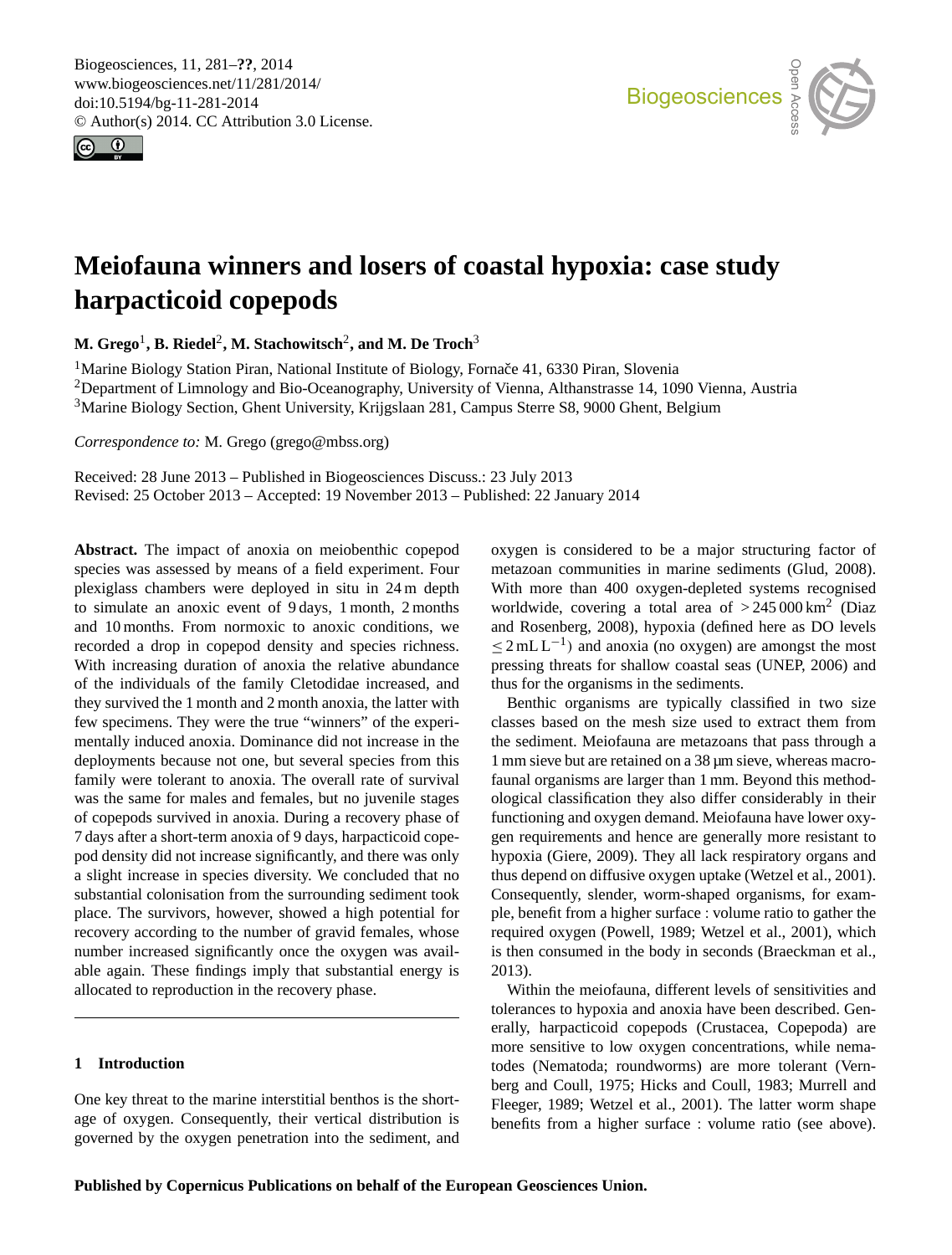# Meiofauna winners and losers of coastal hypoxia: case study harpacticoid copepods

**M. Grego**[1], **B. Riedel**[2], **M. Stachowitsch**[2], **and M. De Troch**[3]

[1]Marine Biology Station Piran, National Institute of Biology, Fornače 41, 6330 Piran, Slovenia
[2]Department of Limnology and Bio-Oceanography, University of Vienna, Althanstrasse 14, 1090 Vienna, Austria
[3]Marine Biology Section, Ghent University, Krijgslaan 281, Campus Sterre S8, 9000 Ghent, Belgium

*Correspondence to:* M. Grego (grego@mbss.org)

Received: 28 June 2013 – Published in Biogeosciences Discuss.: 23 July 2013
Revised: 25 October 2013 – Accepted: 19 November 2013 – Published: 22 January 2014

**Abstract.** The impact of anoxia on meiobenthic copepod species was assessed by means of a field experiment. Four plexiglass chambers were deployed in situ in 24 m depth to simulate an anoxic event of 9 days, 1 month, 2 months and 10 months. From normoxic to anoxic conditions, we recorded a drop in copepod density and species richness. With increasing duration of anoxia the relative abundance of the individuals of the family Cletodidae increased, and they survived the 1 month and 2 month anoxia, the latter with few specimens. They were the true "winners" of the experimentally induced anoxia. Dominance did not increase in the deployments because not one, but several species from this family were tolerant to anoxia. The overall rate of survival was the same for males and females, but no juvenile stages of copepods survived in anoxia. During a recovery phase of 7 days after a short-term anoxia of 9 days, harpacticoid copepod density did not increase significantly, and there was only a slight increase in species diversity. We concluded that no substantial colonisation from the surrounding sediment took place. The survivors, however, showed a high potential for recovery according to the number of gravid females, whose number increased significantly once the oxygen was available again. These findings imply that substantial energy is allocated to reproduction in the recovery phase.

## 1 Introduction

One key threat to the marine interstitial benthos is the shortage of oxygen. Consequently, their vertical distribution is governed by the oxygen penetration into the sediment, and oxygen is considered to be a major structuring factor of metazoan communities in marine sediments (Glud, 2008). With more than 400 oxygen-depleted systems recognised worldwide, covering a total area of $>245\,000\,\mathrm{km}^2$ (Diaz and Rosenberg, 2008), hypoxia (defined here as DO levels $\leq 2\,\mathrm{mL\,L^{-1}}$) and anoxia (no oxygen) are amongst the most pressing threats for shallow coastal seas (UNEP, 2006) and thus for the organisms in the sediments.

Benthic organisms are typically classified in two size classes based on the mesh size used to extract them from the sediment. Meiofauna are metazoans that pass through a 1 mm sieve but are retained on a 38 µm sieve, whereas macrofaunal organisms are larger than 1 mm. Beyond this methodological classification they also differ considerably in their functioning and oxygen demand. Meiofauna have lower oxygen requirements and hence are generally more resistant to hypoxia (Giere, 2009). They all lack respiratory organs and thus depend on diffusive oxygen uptake (Wetzel et al., 2001). Consequently, slender, worm-shaped organisms, for example, benefit from a higher surface : volume ratio to gather the required oxygen (Powell, 1989; Wetzel et al., 2001), which is then consumed in the body in seconds (Braeckman et al., 2013).

Within the meiofauna, different levels of sensitivities and tolerances to hypoxia and anoxia have been described. Generally, harpacticoid copepods (Crustacea, Copepoda) are more sensitive to low oxygen concentrations, while nematodes (Nematoda; roundworms) are more tolerant (Vernberg and Coull, 1975; Hicks and Coull, 1983; Murrell and Fleeger, 1989; Wetzel et al., 2001). The latter worm shape benefits from a higher surface : volume ratio (see above).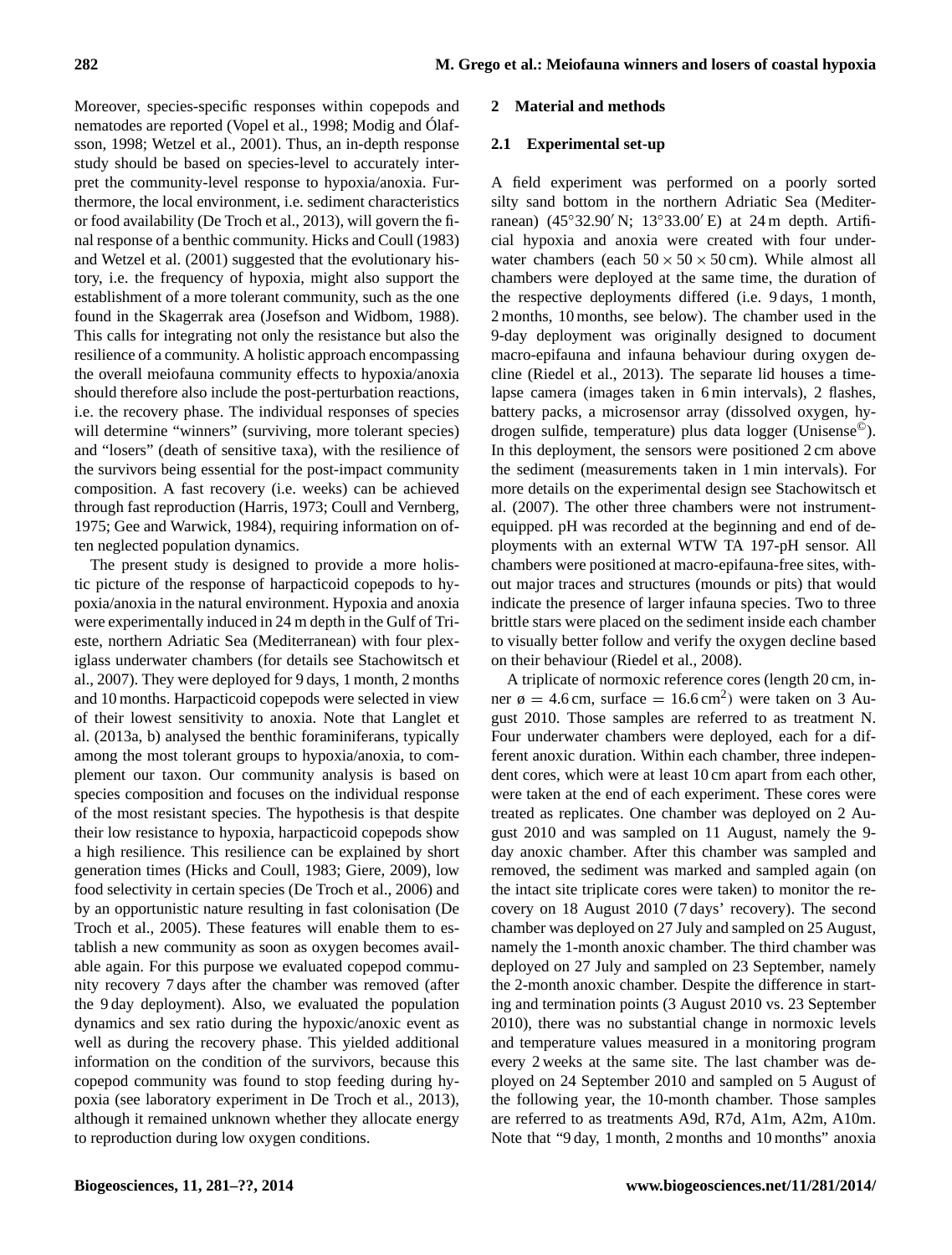Moreover, species-specific responses within copepods and nematodes are reported (Vopel et al., 1998; Modig and Ólafsson, 1998; Wetzel et al., 2001). Thus, an in-depth response study should be based on species-level to accurately interpret the community-level response to hypoxia/anoxia. Furthermore, the local environment, i.e. sediment characteristics or food availability (De Troch et al., 2013), will govern the final response of a benthic community. Hicks and Coull (1983) and Wetzel et al. (2001) suggested that the evolutionary history, i.e. the frequency of hypoxia, might also support the establishment of a more tolerant community, such as the one found in the Skagerrak area (Josefson and Widbom, 1988). This calls for integrating not only the resistance but also the resilience of a community. A holistic approach encompassing the overall meiofauna community effects to hypoxia/anoxia should therefore also include the post-perturbation reactions, i.e. the recovery phase. The individual responses of species will determine "winners" (surviving, more tolerant species) and "losers" (death of sensitive taxa), with the resilience of the survivors being essential for the post-impact community composition. A fast recovery (i.e. weeks) can be achieved through fast reproduction (Harris, 1973; Coull and Vernberg, 1975; Gee and Warwick, 1984), requiring information on often neglected population dynamics.

The present study is designed to provide a more holistic picture of the response of harpacticoid copepods to hypoxia/anoxia in the natural environment. Hypoxia and anoxia were experimentally induced in 24 m depth in the Gulf of Trieste, northern Adriatic Sea (Mediterranean) with four plexiglass underwater chambers (for details see Stachowitsch et al., 2007). They were deployed for 9 days, 1 month, 2 months and 10 months. Harpacticoid copepods were selected in view of their lowest sensitivity to anoxia. Note that Langlet et al. (2013a, b) analysed the benthic foraminiferans, typically among the most tolerant groups to hypoxia/anoxia, to complement our taxon. Our community analysis is based on species composition and focuses on the individual response of the most resistant species. The hypothesis is that despite their low resistance to hypoxia, harpacticoid copepods show a high resilience. This resilience can be explained by short generation times (Hicks and Coull, 1983; Giere, 2009), low food selectivity in certain species (De Troch et al., 2006) and by an opportunistic nature resulting in fast colonisation (De Troch et al., 2005). These features will enable them to establish a new community as soon as oxygen becomes available again. For this purpose we evaluated copepod community recovery 7 days after the chamber was removed (after the 9 day deployment). Also, we evaluated the population dynamics and sex ratio during the hypoxic/anoxic event as well as during the recovery phase. This yielded additional information on the condition of the survivors, because this copepod community was found to stop feeding during hypoxia (see laboratory experiment in De Troch et al., 2013), although it remained unknown whether they allocate energy to reproduction during low oxygen conditions.

## 2 Material and methods

### 2.1 Experimental set-up

A field experiment was performed on a poorly sorted silty sand bottom in the northern Adriatic Sea (Mediterranean) (45°32.90′ N; 13°33.00′ E) at 24 m depth. Artificial hypoxia and anoxia were created with four underwater chambers (each $50 \times 50 \times 50$ cm). While almost all chambers were deployed at the same time, the duration of the respective deployments differed (i.e. 9 days, 1 month, 2 months, 10 months, see below). The chamber used in the 9-day deployment was originally designed to document macro-epifauna and infauna behaviour during oxygen decline (Riedel et al., 2013). The separate lid houses a time-lapse camera (images taken in 6 min intervals), 2 flashes, battery packs, a microsensor array (dissolved oxygen, hydrogen sulfide, temperature) plus data logger (Unisense©). In this deployment, the sensors were positioned 2 cm above the sediment (measurements taken in 1 min intervals). For more details on the experimental design see Stachowitsch et al. (2007). The other three chambers were not instrument-equipped. pH was recorded at the beginning and end of deployments with an external WTW TA 197-pH sensor. All chambers were positioned at macro-epifauna-free sites, without major traces and structures (mounds or pits) that would indicate the presence of larger infauna species. Two to three brittle stars were placed on the sediment inside each chamber to visually better follow and verify the oxygen decline based on their behaviour (Riedel et al., 2008).

A triplicate of normoxic reference cores (length 20 cm, inner ø = 4.6 cm, surface = 16.6 cm$^2$) were taken on 3 August 2010. Those samples are referred to as treatment N. Four underwater chambers were deployed, each for a different anoxic duration. Within each chamber, three independent cores, which were at least 10 cm apart from each other, were taken at the end of each experiment. These cores were treated as replicates. One chamber was deployed on 2 August 2010 and was sampled on 11 August, namely the 9-day anoxic chamber. After this chamber was sampled and removed, the sediment was marked and sampled again (on the intact site triplicate cores were taken) to monitor the recovery on 18 August 2010 (7 days' recovery). The second chamber was deployed on 27 July and sampled on 25 August, namely the 1-month anoxic chamber. The third chamber was deployed on 27 July and sampled on 23 September, namely the 2-month anoxic chamber. Despite the difference in starting and termination points (3 August 2010 vs. 23 September 2010), there was no substantial change in normoxic levels and temperature values measured in a monitoring program every 2 weeks at the same site. The last chamber was deployed on 24 September 2010 and sampled on 5 August of the following year, the 10-month chamber. Those samples are referred to as treatments A9d, R7d, A1m, A2m, A10m. Note that "9 day, 1 month, 2 months and 10 months" anoxia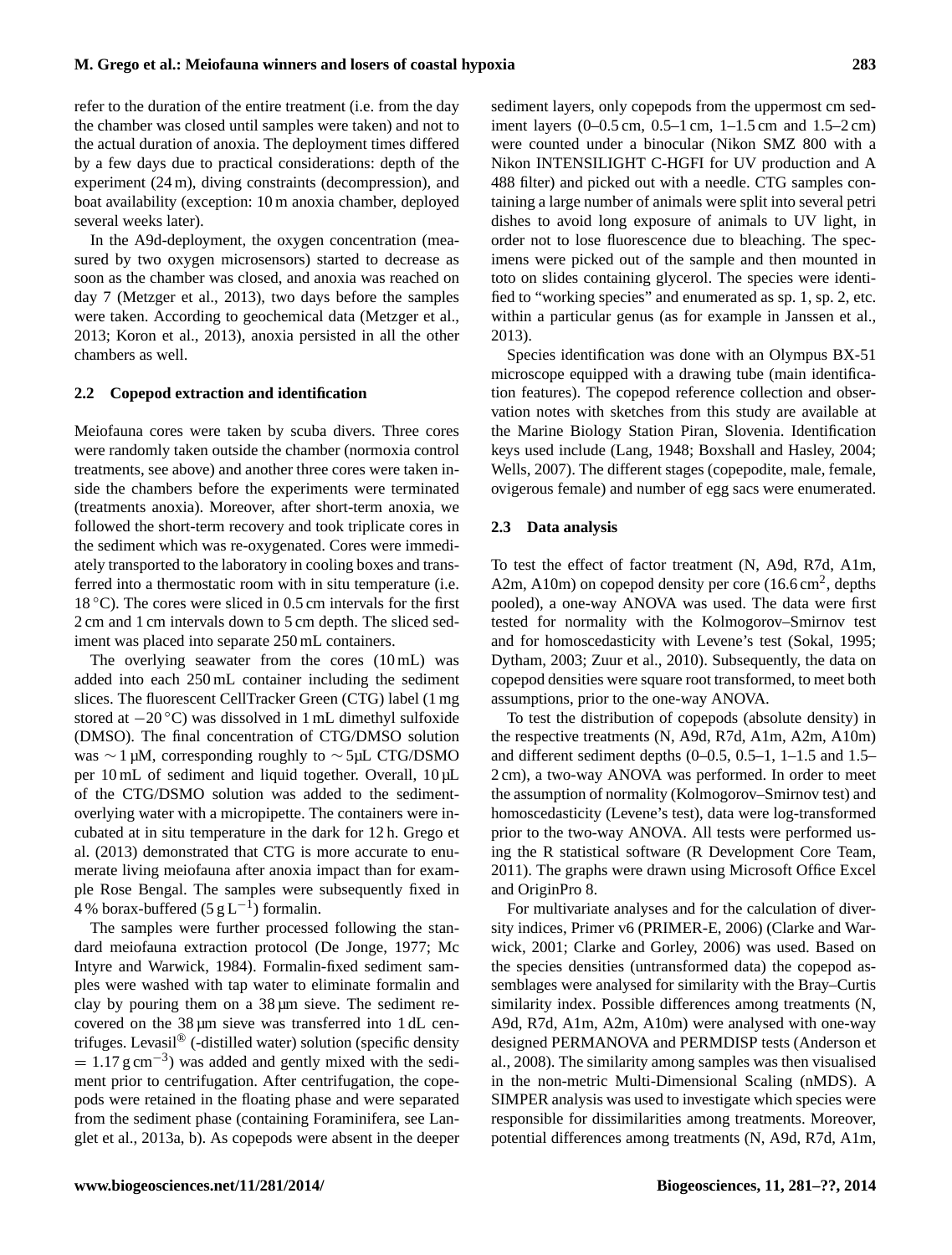refer to the duration of the entire treatment (i.e. from the day the chamber was closed until samples were taken) and not to the actual duration of anoxia. The deployment times differed by a few days due to practical considerations: depth of the experiment (24 m), diving constraints (decompression), and boat availability (exception: 10 m anoxia chamber, deployed several weeks later).

In the A9d-deployment, the oxygen concentration (measured by two oxygen microsensors) started to decrease as soon as the chamber was closed, and anoxia was reached on day 7 (Metzger et al., 2013), two days before the samples were taken. According to geochemical data (Metzger et al., 2013; Koron et al., 2013), anoxia persisted in all the other chambers as well.

### 2.2 Copepod extraction and identification

Meiofauna cores were taken by scuba divers. Three cores were randomly taken outside the chamber (normoxia control treatments, see above) and another three cores were taken inside the chambers before the experiments were terminated (treatments anoxia). Moreover, after short-term anoxia, we followed the short-term recovery and took triplicate cores in the sediment which was re-oxygenated. Cores were immediately transported to the laboratory in cooling boxes and transferred into a thermostatic room with in situ temperature (i.e. 18 °C). The cores were sliced in 0.5 cm intervals for the first 2 cm and 1 cm intervals down to 5 cm depth. The sliced sediment was placed into separate 250 mL containers.

The overlying seawater from the cores (10 mL) was added into each 250 mL container including the sediment slices. The fluorescent CellTracker Green (CTG) label (1 mg stored at −20 °C) was dissolved in 1 mL dimethyl sulfoxide (DMSO). The final concentration of CTG/DMSO solution was ∼ 1 µM, corresponding roughly to ∼ 5µL CTG/DSMO per 10 mL of sediment and liquid together. Overall, 10 µL of the CTG/DSMO solution was added to the sediment-overlying water with a micropipette. The containers were incubated at in situ temperature in the dark for 12 h. Grego et al. (2013) demonstrated that CTG is more accurate to enumerate living meiofauna after anoxia impact than for example Rose Bengal. The samples were subsequently fixed in 4 % borax-buffered ($5\,g\,L^{-1}$) formalin.

The samples were further processed following the standard meiofauna extraction protocol (De Jonge, 1977; Mc Intyre and Warwick, 1984). Formalin-fixed sediment samples were washed with tap water to eliminate formalin and clay by pouring them on a 38 µm sieve. The sediment recovered on the 38 µm sieve was transferred into 1 dL centrifuges. Levasil® (-distilled water) solution (specific density $= 1.17\,g\,cm^{-3}$) was added and gently mixed with the sediment prior to centrifugation. After centrifugation, the copepods were retained in the floating phase and were separated from the sediment phase (containing Foraminifera, see Langlet et al., 2013a, b). As copepods were absent in the deeper sediment layers, only copepods from the uppermost cm sediment layers (0–0.5 cm, 0.5–1 cm, 1–1.5 cm and 1.5–2 cm) were counted under a binocular (Nikon SMZ 800 with a Nikon INTENSILIGHT C-HGFI for UV production and A 488 filter) and picked out with a needle. CTG samples containing a large number of animals were split into several petri dishes to avoid long exposure of animals to UV light, in order not to lose fluorescence due to bleaching. The specimens were picked out of the sample and then mounted in toto on slides containing glycerol. The species were identified to "working species" and enumerated as sp. 1, sp. 2, etc. within a particular genus (as for example in Janssen et al., 2013).

Species identification was done with an Olympus BX-51 microscope equipped with a drawing tube (main identification features). The copepod reference collection and observation notes with sketches from this study are available at the Marine Biology Station Piran, Slovenia. Identification keys used include (Lang, 1948; Boxshall and Hasley, 2004; Wells, 2007). The different stages (copepodite, male, female, ovigerous female) and number of egg sacs were enumerated.

### 2.3 Data analysis

To test the effect of factor treatment (N, A9d, R7d, A1m, A2m, A10m) on copepod density per core ($16.6\,cm^2$, depths pooled), a one-way ANOVA was used. The data were first tested for normality with the Kolmogorov–Smirnov test and for homoscedasticity with Levene's test (Sokal, 1995; Dytham, 2003; Zuur et al., 2010). Subsequently, the data on copepod densities were square root transformed, to meet both assumptions, prior to the one-way ANOVA.

To test the distribution of copepods (absolute density) in the respective treatments (N, A9d, R7d, A1m, A2m, A10m) and different sediment depths (0–0.5, 0.5–1, 1–1.5 and 1.5–2 cm), a two-way ANOVA was performed. In order to meet the assumption of normality (Kolmogorov–Smirnov test) and homoscedasticity (Levene's test), data were log-transformed prior to the two-way ANOVA. All tests were performed using the R statistical software (R Development Core Team, 2011). The graphs were drawn using Microsoft Office Excel and OriginPro 8.

For multivariate analyses and for the calculation of diversity indices, Primer v6 (PRIMER-E, 2006) (Clarke and Warwick, 2001; Clarke and Gorley, 2006) was used. Based on the species densities (untransformed data) the copepod assemblages were analysed for similarity with the Bray–Curtis similarity index. Possible differences among treatments (N, A9d, R7d, A1m, A2m, A10m) were analysed with one-way designed PERMANOVA and PERMDISP tests (Anderson et al., 2008). The similarity among samples was then visualised in the non-metric Multi-Dimensional Scaling (nMDS). A SIMPER analysis was used to investigate which species were responsible for dissimilarities among treatments. Moreover, potential differences among treatments (N, A9d, R7d, A1m,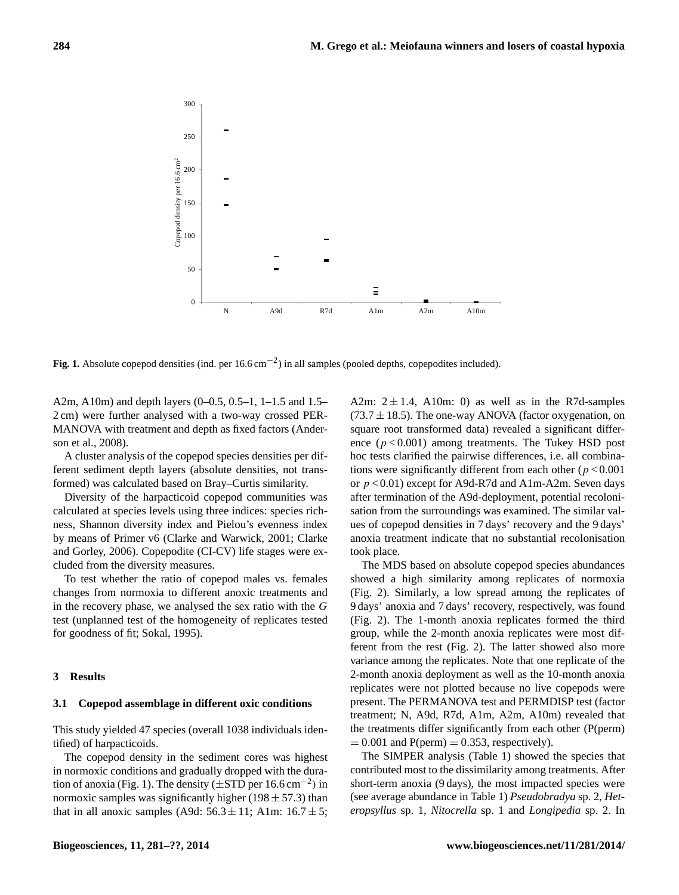Fig. 1. Absolute copepod densities (ind. per 16.6 $cm^{-2}$) in all samples (pooled depths, copepodites included).

A2m, A10m) and depth layers (0–0.5, 0.5–1, 1–1.5 and 1.5–2 cm) were further analysed with a two-way crossed PERMANOVA with treatment and depth as fixed factors (Anderson et al., 2008).

A cluster analysis of the copepod species densities per different sediment depth layers (absolute densities, not transformed) was calculated based on Bray–Curtis similarity.

Diversity of the harpacticoid copepod communities was calculated at species levels using three indices: species richness, Shannon diversity index and Pielou's evenness index by means of Primer v6 (Clarke and Warwick, 2001; Clarke and Gorley, 2006). Copepodite (CI-CV) life stages were excluded from the diversity measures.

To test whether the ratio of copepod males vs. females changes from normoxia to different anoxic treatments and in the recovery phase, we analysed the sex ratio with the $G$ test (unplanned test of the homogeneity of replicates tested for goodness of fit; Sokal, 1995).

## 3 Results

### 3.1 Copepod assemblage in different oxic conditions

This study yielded 47 species (overall 1038 individuals identified) of harpacticoids.

The copepod density in the sediment cores was highest in normoxic conditions and gradually dropped with the duration of anoxia (Fig. 1). The density ($\pm$STD per 16.6 $cm^{-2}$) in normoxic samples was significantly higher ($198 \pm 57.3$) than that in all anoxic samples (A9d: $56.3 \pm 11$; A1m: $16.7 \pm 5$; A2m: $2 \pm 1.4$, A10m: 0) as well as in the R7d-samples ($73.7 \pm 18.5$). The one-way ANOVA (factor oxygenation, on square root transformed data) revealed a significant difference ($p < 0.001$) among treatments. The Tukey HSD post hoc tests clarified the pairwise differences, i.e. all combinations were significantly different from each other ($p < 0.001$ or $p < 0.01$) except for A9d-R7d and A1m-A2m. Seven days after termination of the A9d-deployment, potential recolonisation from the surroundings was examined. The similar values of copepod densities in 7 days' recovery and the 9 days' anoxia treatment indicate that no substantial recolonisation took place.

The MDS based on absolute copepod species abundances showed a high similarity among replicates of normoxia (Fig. 2). Similarly, a low spread among the replicates of 9 days' anoxia and 7 days' recovery, respectively, was found (Fig. 2). The 1-month anoxia replicates formed the third group, while the 2-month anoxia replicates were most different from the rest (Fig. 2). The latter showed also more variance among the replicates. Note that one replicate of the 2-month anoxia deployment as well as the 10-month anoxia replicates were not plotted because no live copepods were present. The PERMANOVA test and PERMDISP test (factor treatment; N, A9d, R7d, A1m, A2m, A10m) revealed that the treatments differ significantly from each other (P(perm) $= 0.001$ and P(perm) $= 0.353$, respectively).

The SIMPER analysis (Table 1) showed the species that contributed most to the dissimilarity among treatments. After short-term anoxia (9 days), the most impacted species were (see average abundance in Table 1) *Pseudobradya* sp. 2, *Heteropsyllus* sp. 1, *Nitocrella* sp. 1 and *Longipedia* sp. 2. In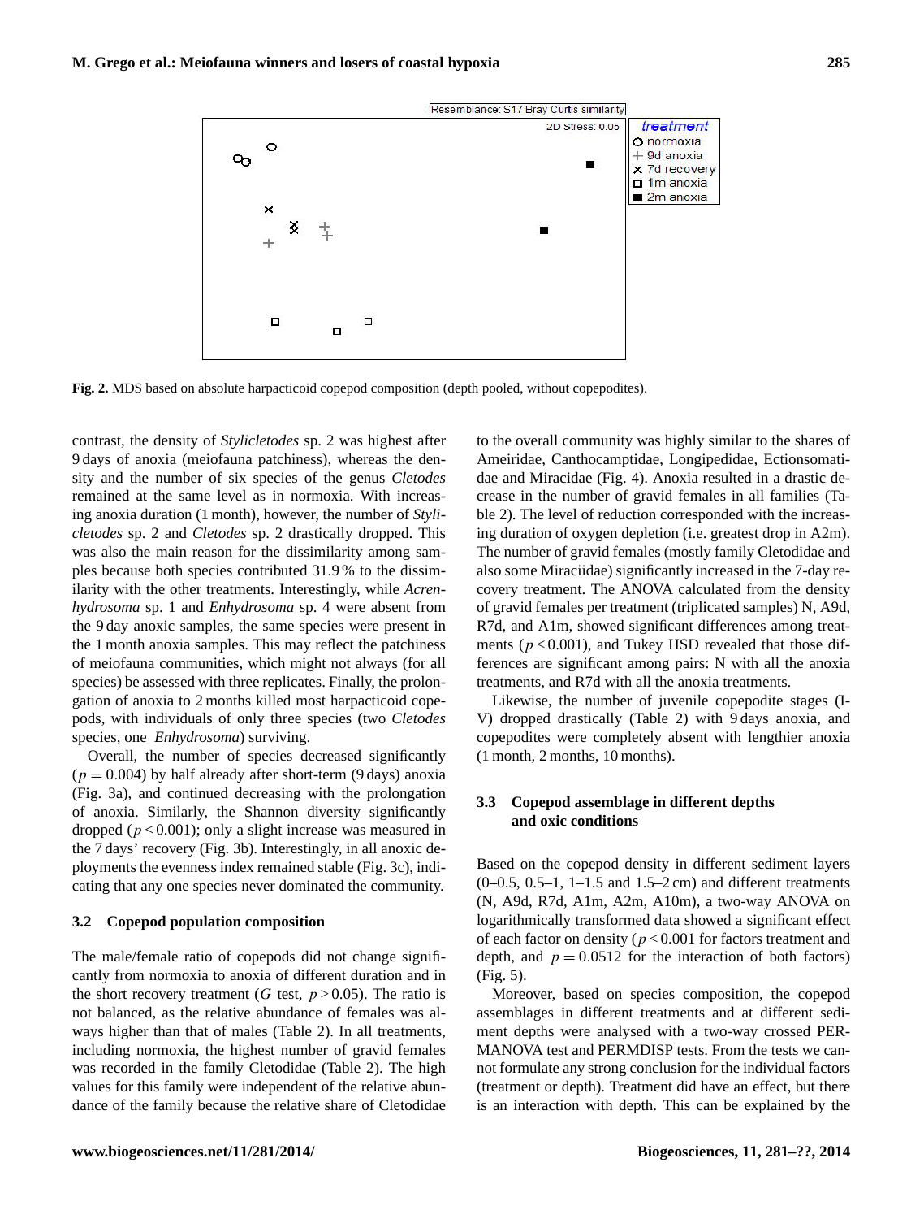**Fig. 2.** MDS based on absolute harpacticoid copepod composition (depth pooled, without copepodites).

contrast, the density of *Stylicletodes* sp. 2 was highest after 9 days of anoxia (meiofauna patchiness), whereas the density and the number of six species of the genus *Cletodes* remained at the same level as in normoxia. With increasing anoxia duration (1 month), however, the number of *Stylicletodes* sp. 2 and *Cletodes* sp. 2 drastically dropped. This was also the main reason for the dissimilarity among samples because both species contributed 31.9 % to the dissimilarity with the other treatments. Interestingly, while *Acrenhydrosoma* sp. 1 and *Enhydrosoma* sp. 4 were absent from the 9 day anoxic samples, the same species were present in the 1 month anoxia samples. This may reflect the patchiness of meiofauna communities, which might not always (for all species) be assessed with three replicates. Finally, the prolongation of anoxia to 2 months killed most harpacticoid copepods, with individuals of only three species (two *Cletodes* species, one *Enhydrosoma*) surviving.

Overall, the number of species decreased significantly ($p = 0.004$) by half already after short-term (9 days) anoxia (Fig. 3a), and continued decreasing with the prolongation of anoxia. Similarly, the Shannon diversity significantly dropped ($p < 0.001$); only a slight increase was measured in the 7 days' recovery (Fig. 3b). Interestingly, in all anoxic deployments the evenness index remained stable (Fig. 3c), indicating that any one species never dominated the community.

### 3.2 Copepod population composition

The male/female ratio of copepods did not change significantly from normoxia to anoxia of different duration and in the short recovery treatment ($G$ test, $p > 0.05$). The ratio is not balanced, as the relative abundance of females was always higher than that of males (Table 2). In all treatments, including normoxia, the highest number of gravid females was recorded in the family Cletodidae (Table 2). The high values for this family were independent of the relative abundance of the family because the relative share of Cletodidae to the overall community was highly similar to the shares of Ameiridae, Canthocamptidae, Longipedidae, Ectionsomatidae and Miracidae (Fig. 4). Anoxia resulted in a drastic decrease in the number of gravid females in all families (Table 2). The level of reduction corresponded with the increasing duration of oxygen depletion (i.e. greatest drop in A2m). The number of gravid females (mostly family Cletodidae and also some Miraciidae) significantly increased in the 7-day recovery treatment. The ANOVA calculated from the density of gravid females per treatment (triplicated samples) N, A9d, R7d, and A1m, showed significant differences among treatments ($p < 0.001$), and Tukey HSD revealed that those differences are significant among pairs: N with all the anoxia treatments, and R7d with all the anoxia treatments.

Likewise, the number of juvenile copepodite stages (I-V) dropped drastically (Table 2) with 9 days anoxia, and copepodites were completely absent with lengthier anoxia (1 month, 2 months, 10 months).

### 3.3 Copepod assemblage in different depths and oxic conditions

Based on the copepod density in different sediment layers (0–0.5, 0.5–1, 1–1.5 and 1.5–2 cm) and different treatments (N, A9d, R7d, A1m, A2m, A10m), a two-way ANOVA on logarithmically transformed data showed a significant effect of each factor on density ($p < 0.001$ for factors treatment and depth, and $p = 0.0512$ for the interaction of both factors) (Fig. 5).

Moreover, based on species composition, the copepod assemblages in different treatments and at different sediment depths were analysed with a two-way crossed PERMANOVA test and PERMDISP tests. From the tests we cannot formulate any strong conclusion for the individual factors (treatment or depth). Treatment did have an effect, but there is an interaction with depth. This can be explained by the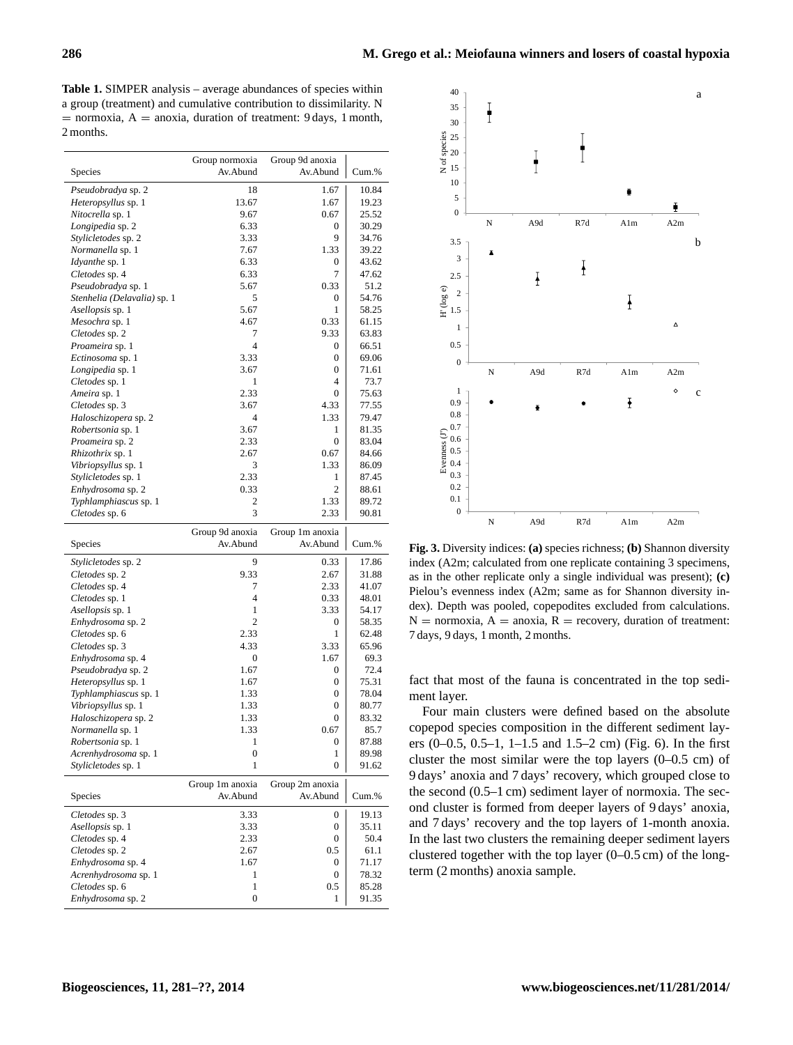**Table 1.** SIMPER analysis – average abundances of species within a group (treatment) and cumulative contribution to dissimilarity. N = normoxia, A = anoxia, duration of treatment: 9 days, 1 month, 2 months.

| Species | Group normoxia Av.Abund | Group 9d anoxia Av.Abund | Cum.% |
|---|---|---|---|
| *Pseudobradya* sp. 2 | 18 | 1.67 | 10.84 |
| *Heteropsyllus* sp. 1 | 13.67 | 1.67 | 19.23 |
| *Nitocrella* sp. 1 | 9.67 | 0.67 | 25.52 |
| *Longipedia* sp. 2 | 6.33 | 0 | 30.29 |
| *Stylicletodes* sp. 2 | 3.33 | 9 | 34.76 |
| *Normanella* sp. 1 | 7.67 | 1.33 | 39.22 |
| *Idyanthe* sp. 1 | 6.33 | 0 | 43.62 |
| *Cletodes* sp. 4 | 6.33 | 7 | 47.62 |
| *Pseudobradya* sp. 1 | 5.67 | 0.33 | 51.2 |
| *Stenhelia (Delavalia)* sp. 1 | 5 | 0 | 54.76 |
| *Asellopsis* sp. 1 | 5.67 | 1 | 58.25 |
| *Mesochra* sp. 1 | 4.67 | 0.33 | 61.15 |
| *Cletodes* sp. 2 | 7 | 9.33 | 63.83 |
| *Proameira* sp. 1 | 4 | 0 | 66.51 |
| *Ectinosoma* sp. 1 | 3.33 | 0 | 69.06 |
| *Longipedia* sp. 1 | 3.67 | 0 | 71.61 |
| *Cletodes* sp. 1 | 1 | 4 | 73.7 |
| *Ameira* sp. 1 | 2.33 | 0 | 75.63 |
| *Cletodes* sp. 3 | 3.67 | 4.33 | 77.55 |
| *Haloschizopera* sp. 2 | 4 | 1.33 | 79.47 |
| *Robertsonia* sp. 1 | 3.67 | 1 | 81.35 |
| *Proameira* sp. 2 | 2.33 | 0 | 83.04 |
| *Rhizothrix* sp. 1 | 2.67 | 0.67 | 84.66 |
| *Vibriopsyllus* sp. 1 | 3 | 1.33 | 86.09 |
| *Stylicletodes* sp. 1 | 2.33 | 1 | 87.45 |
| *Enhydrosoma* sp. 2 | 0.33 | 2 | 88.61 |
| *Typhlamphiascus* sp. 1 | 2 | 1.33 | 89.72 |
| *Cletodes* sp. 6 | 3 | 2.33 | 90.81 |

| Species | Group 9d anoxia Av.Abund | Group 1m anoxia Av.Abund | Cum.% |
|---|---|---|---|
| *Stylicletodes* sp. 2 | 9 | 0.33 | 17.86 |
| *Cletodes* sp. 2 | 9.33 | 2.67 | 31.88 |
| *Cletodes* sp. 4 | 7 | 2.33 | 41.07 |
| *Cletodes* sp. 1 | 4 | 0.33 | 48.01 |
| *Asellopsis* sp. 1 | 1 | 3.33 | 54.17 |
| *Enhydrosoma* sp. 2 | 2 | 0 | 58.35 |
| *Cletodes* sp. 6 | 2.33 | 1 | 62.48 |
| *Cletodes* sp. 3 | 4.33 | 3.33 | 65.96 |
| *Enhydrosoma* sp. 4 | 0 | 1.67 | 69.3 |
| *Pseudobradya* sp. 2 | 1.67 | 0 | 72.4 |
| *Heteropsyllus* sp. 1 | 1.67 | 0 | 75.31 |
| *Typhlamphiascus* sp. 1 | 1.33 | 0 | 78.04 |
| *Vibriopsyllus* sp. 1 | 1.33 | 0 | 80.77 |
| *Haloschizopera* sp. 2 | 1.33 | 0 | 83.32 |
| *Normanella* sp. 1 | 1.33 | 0.67 | 85.7 |
| *Robertsonia* sp. 1 | 1 | 0 | 87.88 |
| *Acrenhydrosoma* sp. 1 | 0 | 1 | 89.98 |
| *Stylicletodes* sp. 1 | 1 | 0 | 91.62 |

| Species | Group 1m anoxia Av.Abund | Group 2m anoxia Av.Abund | Cum.% |
|---|---|---|---|
| *Cletodes* sp. 3 | 3.33 | 0 | 19.13 |
| *Asellopsis* sp. 1 | 3.33 | 0 | 35.11 |
| *Cletodes* sp. 4 | 2.33 | 0 | 50.4 |
| *Cletodes* sp. 2 | 2.67 | 0.5 | 61.1 |
| *Enhydrosoma* sp. 4 | 1.67 | 0 | 71.17 |
| *Acrenhydrosoma* sp. 1 | 1 | 0 | 78.32 |
| *Cletodes* sp. 6 | 1 | 0.5 | 85.28 |
| *Enhydrosoma* sp. 2 | 0 | 1 | 91.35 |

**Fig. 3.** Diversity indices: **(a)** species richness; **(b)** Shannon diversity index (A2m; calculated from one replicate containing 3 specimens, as in the other replicate only a single individual was present); **(c)** Pielou's evenness index (A2m; same as for Shannon diversity index). Depth was pooled, copepodites excluded from calculations. N = normoxia, A = anoxia, R = recovery, duration of treatment: 7 days, 9 days, 1 month, 2 months.

fact that most of the fauna is concentrated in the top sediment layer.

Four main clusters were defined based on the absolute copepod species composition in the different sediment layers (0–0.5, 0.5–1, 1–1.5 and 1.5–2 cm) (Fig. 6). In the first cluster the most similar were the top layers (0–0.5 cm) of 9 days' anoxia and 7 days' recovery, which grouped close to the second (0.5–1 cm) sediment layer of normoxia. The second cluster is formed from deeper layers of 9 days' anoxia, and 7 days' recovery and the top layers of 1-month anoxia. In the last two clusters the remaining deeper sediment layers clustered together with the top layer (0–0.5 cm) of the long-term (2 months) anoxia sample.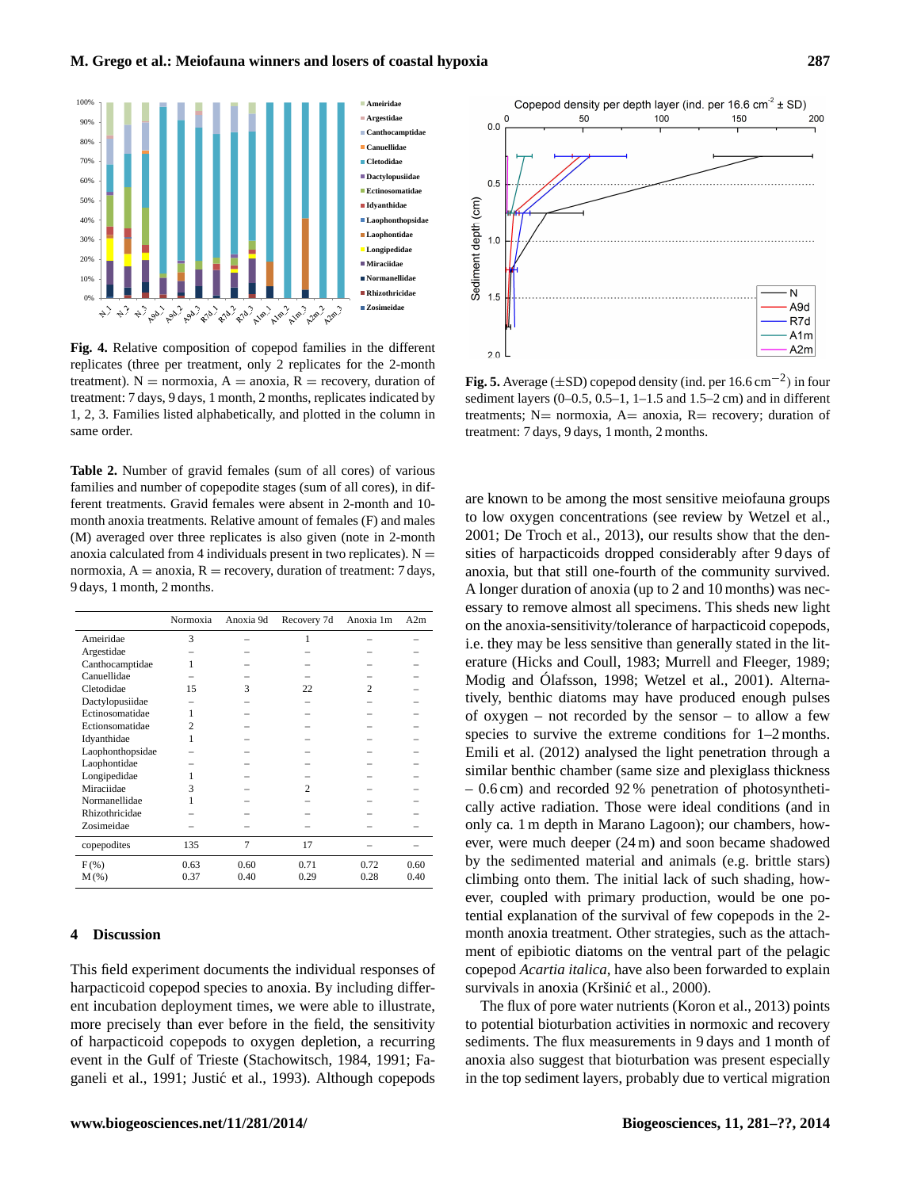**Fig. 4.** Relative composition of copepod families in the different replicates (three per treatment, only 2 replicates for the 2-month treatment). N = normoxia, A = anoxia, R = recovery, duration of treatment: 7 days, 9 days, 1 month, 2 months, replicates indicated by 1, 2, 3. Families listed alphabetically, and plotted in the column in same order.

**Fig. 5.** Average (±SD) copepod density (ind. per 16.6 $cm^{-2}$) in four sediment layers (0–0.5, 0.5–1, 1–1.5 and 1.5–2 cm) and in different treatments; N= normoxia, A= anoxia, R= recovery; duration of treatment: 7 days, 9 days, 1 month, 2 months.

**Table 2.** Number of gravid females (sum of all cores) of various families and number of copepodite stages (sum of all cores), in different treatments. Gravid females were absent in 2-month and 10-month anoxia treatments. Relative amount of females (F) and males (M) averaged over three replicates is also given (note in 2-month anoxia calculated from 4 individuals present in two replicates). N = normoxia, A = anoxia, R = recovery, duration of treatment: 7 days, 9 days, 1 month, 2 months.

| | Normoxia | Anoxia 9d | Recovery 7d | Anoxia 1m | A2m |
|---|---|---|---|---|---|
| Ameiridae | 3 | – | 1 | – | – |
| Argestidae | – | – | – | – | – |
| Canthocamptidae | 1 | – | – | – | – |
| Canuellidae | – | – | – | – | – |
| Cletodidae | 15 | 3 | 22 | 2 | – |
| Dactylopusiidae | – | – | – | – | – |
| Ectinosomatidae | 1 | – | – | – | – |
| Ectionsomatidae | 2 | – | – | – | – |
| Idyanthidae | 1 | – | – | – | – |
| Laophonthopsidae | – | – | – | – | – |
| Laophontidae | – | – | – | – | – |
| Longipedidae | 1 | – | – | – | – |
| Miraciidae | 3 | – | 2 | – | – |
| Normanellidae | 1 | – | – | – | – |
| Rhizothricidae | – | – | – | – | – |
| Zosimeidae | – | – | – | – | – |
| copepodites | 135 | 7 | 17 | – | – |
| F (%) | 0.63 | 0.60 | 0.71 | 0.72 | 0.60 |
| M (%) | 0.37 | 0.40 | 0.29 | 0.28 | 0.40 |

## 4 Discussion

This field experiment documents the individual responses of harpacticoid copepod species to anoxia. By including different incubation deployment times, we were able to illustrate, more precisely than ever before in the field, the sensitivity of harpacticoid copepods to oxygen depletion, a recurring event in the Gulf of Trieste (Stachowitsch, 1984, 1991; Faganeli et al., 1991; Justić et al., 1993). Although copepods are known to be among the most sensitive meiofauna groups to low oxygen concentrations (see review by Wetzel et al., 2001; De Troch et al., 2013), our results show that the densities of harpacticoids dropped considerably after 9 days of anoxia, but that still one-fourth of the community survived. A longer duration of anoxia (up to 2 and 10 months) was necessary to remove almost all specimens. This sheds new light on the anoxia-sensitivity/tolerance of harpacticoid copepods, i.e. they may be less sensitive than generally stated in the literature (Hicks and Coull, 1983; Murrell and Fleeger, 1989; Modig and Ólafsson, 1998; Wetzel et al., 2001). Alternatively, benthic diatoms may have produced enough pulses of oxygen – not recorded by the sensor – to allow a few species to survive the extreme conditions for 1–2 months. Emili et al. (2012) analysed the light penetration through a similar benthic chamber (same size and plexiglass thickness – 0.6 cm) and recorded 92 % penetration of photosynthetically active radiation. Those were ideal conditions (and in only ca. 1 m depth in Marano Lagoon); our chambers, however, were much deeper (24 m) and soon became shadowed by the sedimented material and animals (e.g. brittle stars) climbing onto them. The initial lack of such shading, however, coupled with primary production, would be one potential explanation of the survival of few copepods in the 2-month anoxia treatment. Other strategies, such as the attachment of epibiotic diatoms on the ventral part of the pelagic copepod *Acartia italica*, have also been forwarded to explain survivals in anoxia (Kršinić et al., 2000).

The flux of pore water nutrients (Koron et al., 2013) points to potential bioturbation activities in normoxic and recovery sediments. The flux measurements in 9 days and 1 month of anoxia also suggest that bioturbation was present especially in the top sediment layers, probably due to vertical migration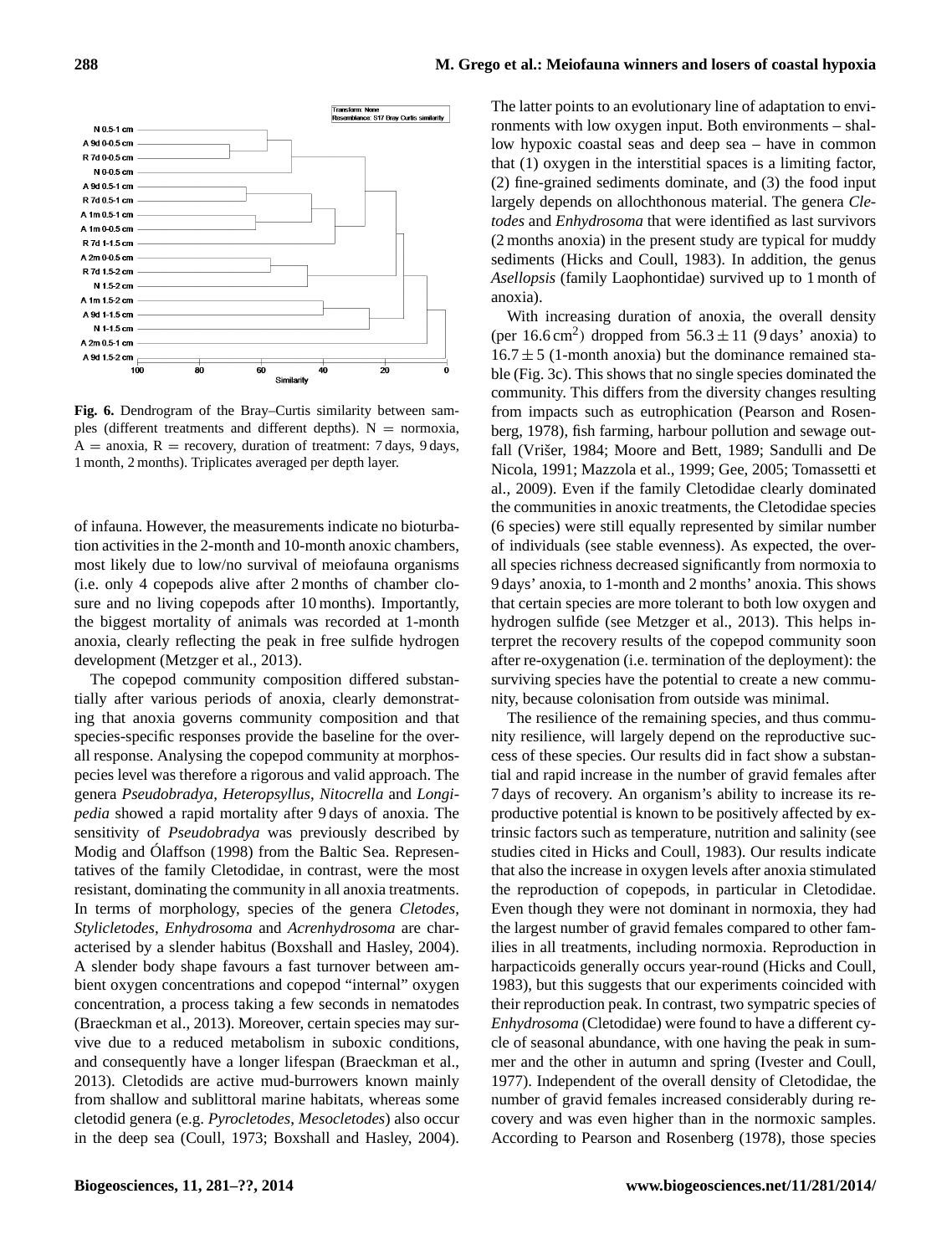Fig. 6. Dendrogram of the Bray–Curtis similarity between samples (different treatments and different depths). N = normoxia, A = anoxia, R = recovery, duration of treatment: 7 days, 9 days, 1 month, 2 months). Triplicates averaged per depth layer.

of infauna. However, the measurements indicate no bioturbation activities in the 2-month and 10-month anoxic chambers, most likely due to low/no survival of meiofauna organisms (i.e. only 4 copepods alive after 2 months of chamber closure and no living copepods after 10 months). Importantly, the biggest mortality of animals was recorded at 1-month anoxia, clearly reflecting the peak in free sulfide hydrogen development (Metzger et al., 2013).

The copepod community composition differed substantially after various periods of anoxia, clearly demonstrating that anoxia governs community composition and that species-specific responses provide the baseline for the overall response. Analysing the copepod community at morphospecies level was therefore a rigorous and valid approach. The genera *Pseudobradya*, *Heteropsyllus*, *Nitocrella* and *Longipedia* showed a rapid mortality after 9 days of anoxia. The sensitivity of *Pseudobradya* was previously described by Modig and Ólaffson (1998) from the Baltic Sea. Representatives of the family Cletodidae, in contrast, were the most resistant, dominating the community in all anoxia treatments. In terms of morphology, species of the genera *Cletodes*, *Stylicletodes*, *Enhydrosoma* and *Acrenhydrosoma* are characterised by a slender habitus (Boxshall and Hasley, 2004). A slender body shape favours a fast turnover between ambient oxygen concentrations and copepod "internal" oxygen concentration, a process taking a few seconds in nematodes (Braeckman et al., 2013). Moreover, certain species may survive due to a reduced metabolism in suboxic conditions, and consequently have a longer lifespan (Braeckman et al., 2013). Cletodids are active mud-burrowers known mainly from shallow and sublittoral marine habitats, whereas some cletodid genera (e.g. *Pyrocletodes*, *Mesocletodes*) also occur in the deep sea (Coull, 1973; Boxshall and Hasley, 2004). The latter points to an evolutionary line of adaptation to environments with low oxygen input. Both environments – shallow hypoxic coastal seas and deep sea – have in common that (1) oxygen in the interstitial spaces is a limiting factor, (2) fine-grained sediments dominate, and (3) the food input largely depends on allochthonous material. The genera *Cletodes* and *Enhydrosoma* that were identified as last survivors (2 months anoxia) in the present study are typical for muddy sediments (Hicks and Coull, 1983). In addition, the genus *Asellopsis* (family Laophontidae) survived up to 1 month of anoxia).

With increasing duration of anoxia, the overall density (per $16.6\,\text{cm}^2$) dropped from $56.3 \pm 11$ (9 days' anoxia) to $16.7 \pm 5$ (1-month anoxia) but the dominance remained stable (Fig. 3c). This shows that no single species dominated the community. This differs from the diversity changes resulting from impacts such as eutrophication (Pearson and Rosenberg, 1978), fish farming, harbour pollution and sewage outfall (Vrišer, 1984; Moore and Bett, 1989; Sandulli and De Nicola, 1991; Mazzola et al., 1999; Gee, 2005; Tomassetti et al., 2009). Even if the family Cletodidae clearly dominated the communities in anoxic treatments, the Cletodidae species (6 species) were still equally represented by similar number of individuals (see stable evenness). As expected, the overall species richness decreased significantly from normoxia to 9 days' anoxia, to 1-month and 2 months' anoxia. This shows that certain species are more tolerant to both low oxygen and hydrogen sulfide (see Metzger et al., 2013). This helps interpret the recovery results of the copepod community soon after re-oxygenation (i.e. termination of the deployment): the surviving species have the potential to create a new community, because colonisation from outside was minimal.

The resilience of the remaining species, and thus community resilience, will largely depend on the reproductive success of these species. Our results did in fact show a substantial and rapid increase in the number of gravid females after 7 days of recovery. An organism's ability to increase its reproductive potential is known to be positively affected by extrinsic factors such as temperature, nutrition and salinity (see studies cited in Hicks and Coull, 1983). Our results indicate that also the increase in oxygen levels after anoxia stimulated the reproduction of copepods, in particular in Cletodidae. Even though they were not dominant in normoxia, they had the largest number of gravid females compared to other families in all treatments, including normoxia. Reproduction in harpacticoids generally occurs year-round (Hicks and Coull, 1983), but this suggests that our experiments coincided with their reproduction peak. In contrast, two sympatric species of *Enhydrosoma* (Cletodidae) were found to have a different cycle of seasonal abundance, with one having the peak in summer and the other in autumn and spring (Ivester and Coull, 1977). Independent of the overall density of Cletodidae, the number of gravid females increased considerably during recovery and was even higher than in the normoxic samples. According to Pearson and Rosenberg (1978), those species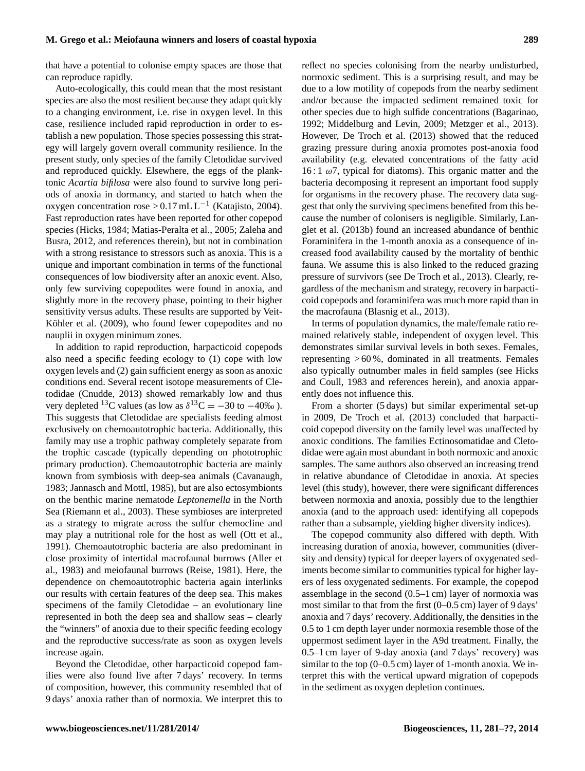that have a potential to colonise empty spaces are those that can reproduce rapidly.

Auto-ecologically, this could mean that the most resistant species are also the most resilient because they adapt quickly to a changing environment, i.e. rise in oxygen level. In this case, resilience included rapid reproduction in order to establish a new population. Those species possessing this strategy will largely govern overall community resilience. In the present study, only species of the family Cletodidae survived and reproduced quickly. Elsewhere, the eggs of the planktonic *Acartia bifilosa* were also found to survive long periods of anoxia in dormancy, and started to hatch when the oxygen concentration rose $> 0.17\,\text{mL}\,\text{L}^{-1}$ (Katajisto, 2004). Fast reproduction rates have been reported for other copepod species (Hicks, 1984; Matias-Peralta et al., 2005; Zaleha and Busra, 2012, and references therein), but not in combination with a strong resistance to stressors such as anoxia. This is a unique and important combination in terms of the functional consequences of low biodiversity after an anoxic event. Also, only few surviving copepodites were found in anoxia, and slightly more in the recovery phase, pointing to their higher sensitivity versus adults. These results are supported by Veit-Köhler et al. (2009), who found fewer copepodites and no nauplii in oxygen minimum zones.

In addition to rapid reproduction, harpacticoid copepods also need a specific feeding ecology to (1) cope with low oxygen levels and (2) gain sufficient energy as soon as anoxic conditions end. Several recent isotope measurements of Cletodidae (Cnudde, 2013) showed remarkably low and thus very depleted $^{13}$C values (as low as $\delta^{13}\text{C} = -30$ to $-40$‰). This suggests that Cletodidae are specialists feeding almost exclusively on chemoautotrophic bacteria. Additionally, this family may use a trophic pathway completely separate from the trophic cascade (typically depending on phototrophic primary production). Chemoautotrophic bacteria are mainly known from symbiosis with deep-sea animals (Cavanaugh, 1983; Jannasch and Mottl, 1985), but are also ectosymbionts on the benthic marine nematode *Leptonemella* in the North Sea (Riemann et al., 2003). These symbioses are interpreted as a strategy to migrate across the sulfur chemocline and may play a nutritional role for the host as well (Ott et al., 1991). Chemoautotrophic bacteria are also predominant in close proximity of intertidal macrofaunal burrows (Aller et al., 1983) and meiofaunal burrows (Reise, 1981). Here, the dependence on chemoautotrophic bacteria again interlinks our results with certain features of the deep sea. This makes specimens of the family Cletodidae – an evolutionary line represented in both the deep sea and shallow seas – clearly the "winners" of anoxia due to their specific feeding ecology and the reproductive success/rate as soon as oxygen levels increase again.

Beyond the Cletodidae, other harpacticoid copepod families were also found live after 7 days' recovery. In terms of composition, however, this community resembled that of 9 days' anoxia rather than of normoxia. We interpret this to reflect no species colonising from the nearby undisturbed, normoxic sediment. This is a surprising result, and may be due to a low motility of copepods from the nearby sediment and/or because the impacted sediment remained toxic for other species due to high sulfide concentrations (Bagarinao, 1992; Middelburg and Levin, 2009; Metzger et al., 2013). However, De Troch et al. (2013) showed that the reduced grazing pressure during anoxia promotes post-anoxia food availability (e.g. elevated concentrations of the fatty acid 16 : 1 $\omega$7, typical for diatoms). This organic matter and the bacteria decomposing it represent an important food supply for organisms in the recovery phase. The recovery data suggest that only the surviving specimens benefited from this because the number of colonisers is negligible. Similarly, Langlet et al. (2013b) found an increased abundance of benthic Foraminifera in the 1-month anoxia as a consequence of increased food availability caused by the mortality of benthic fauna. We assume this is also linked to the reduced grazing pressure of survivors (see De Troch et al., 2013). Clearly, regardless of the mechanism and strategy, recovery in harpacticoid copepods and foraminifera was much more rapid than in the macrofauna (Blasnig et al., 2013).

In terms of population dynamics, the male/female ratio remained relatively stable, independent of oxygen level. This demonstrates similar survival levels in both sexes. Females, representing $> 60\,\%$, dominated in all treatments. Females also typically outnumber males in field samples (see Hicks and Coull, 1983 and references herein), and anoxia apparently does not influence this.

From a shorter (5 days) but similar experimental set-up in 2009, De Troch et al. (2013) concluded that harpacticoid copepod diversity on the family level was unaffected by anoxic conditions. The families Ectinosomatidae and Cletodidae were again most abundant in both normoxic and anoxic samples. The same authors also observed an increasing trend in relative abundance of Cletodidae in anoxia. At species level (this study), however, there were significant differences between normoxia and anoxia, possibly due to the lengthier anoxia (and to the approach used: identifying all copepods rather than a subsample, yielding higher diversity indices).

The copepod community also differed with depth. With increasing duration of anoxia, however, communities (diversity and density) typical for deeper layers of oxygenated sediments become similar to communities typical for higher layers of less oxygenated sediments. For example, the copepod assemblage in the second (0.5–1 cm) layer of normoxia was most similar to that from the first (0–0.5 cm) layer of 9 days' anoxia and 7 days' recovery. Additionally, the densities in the 0.5 to 1 cm depth layer under normoxia resemble those of the uppermost sediment layer in the A9d treatment. Finally, the 0.5–1 cm layer of 9-day anoxia (and 7 days' recovery) was similar to the top (0–0.5 cm) layer of 1-month anoxia. We interpret this with the vertical upward migration of copepods in the sediment as oxygen depletion continues.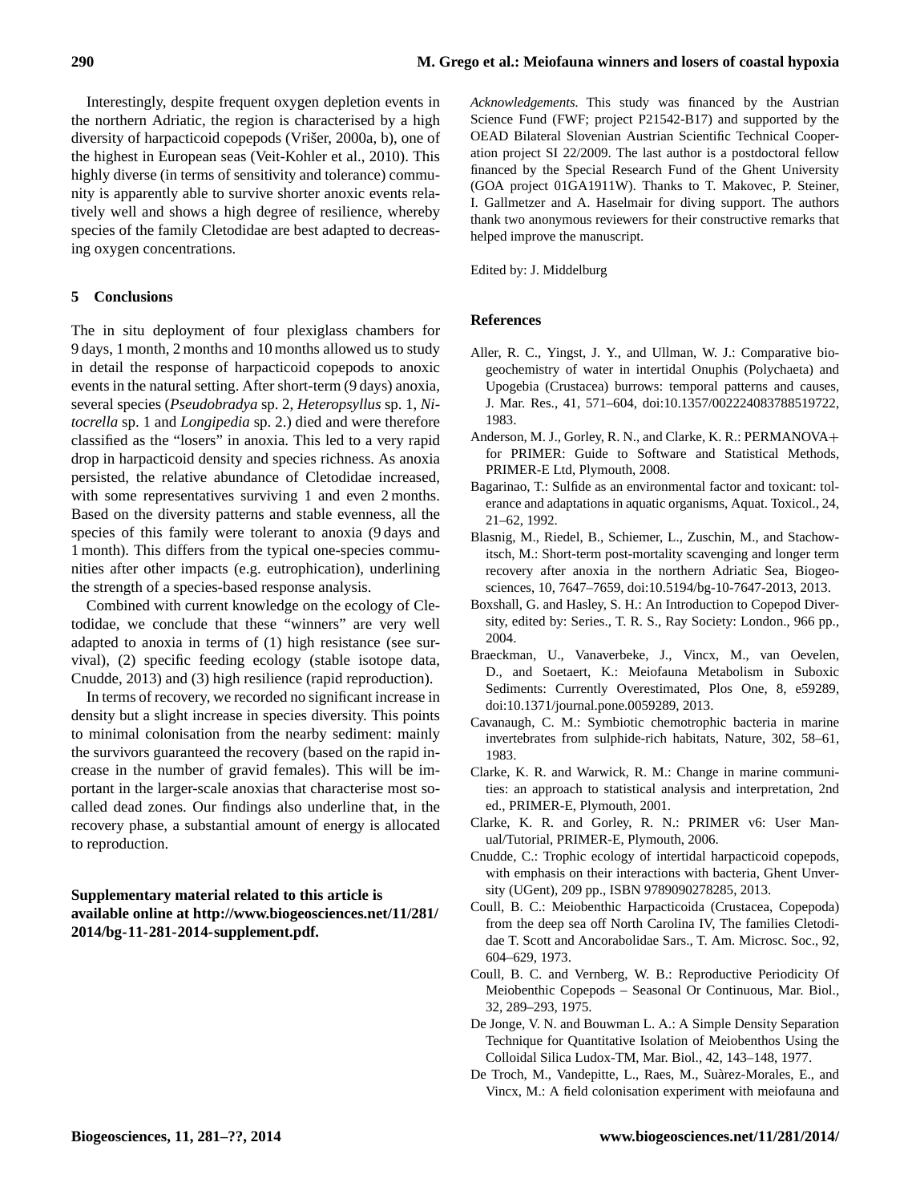Interestingly, despite frequent oxygen depletion events in the northern Adriatic, the region is characterised by a high diversity of harpacticoid copepods (Vrišer, 2000a, b), one of the highest in European seas (Veit-Kohler et al., 2010). This highly diverse (in terms of sensitivity and tolerance) community is apparently able to survive shorter anoxic events relatively well and shows a high degree of resilience, whereby species of the family Cletodidae are best adapted to decreasing oxygen concentrations.

## 5 Conclusions

The in situ deployment of four plexiglass chambers for 9 days, 1 month, 2 months and 10 months allowed us to study in detail the response of harpacticoid copepods to anoxic events in the natural setting. After short-term (9 days) anoxia, several species (*Pseudobradya* sp. 2, *Heteropsyllus* sp. 1, *Nitocrella* sp. 1 and *Longipedia* sp. 2.) died and were therefore classified as the "losers" in anoxia. This led to a very rapid drop in harpacticoid density and species richness. As anoxia persisted, the relative abundance of Cletodidae increased, with some representatives surviving 1 and even 2 months. Based on the diversity patterns and stable evenness, all the species of this family were tolerant to anoxia (9 days and 1 month). This differs from the typical one-species communities after other impacts (e.g. eutrophication), underlining the strength of a species-based response analysis.

Combined with current knowledge on the ecology of Cletodidae, we conclude that these "winners" are very well adapted to anoxia in terms of (1) high resistance (see survival), (2) specific feeding ecology (stable isotope data, Cnudde, 2013) and (3) high resilience (rapid reproduction).

In terms of recovery, we recorded no significant increase in density but a slight increase in species diversity. This points to minimal colonisation from the nearby sediment: mainly the survivors guaranteed the recovery (based on the rapid increase in the number of gravid females). This will be important in the larger-scale anoxias that characterise most so-called dead zones. Our findings also underline that, in the recovery phase, a substantial amount of energy is allocated to reproduction.

**Supplementary material related to this article is available online at http://www.biogeosciences.net/11/281/2014/bg-11-281-2014-supplement.pdf.**

*Acknowledgements.* This study was financed by the Austrian Science Fund (FWF; project P21542-B17) and supported by the OEAD Bilateral Slovenian Austrian Scientific Technical Cooperation project SI 22/2009. The last author is a postdoctoral fellow financed by the Special Research Fund of the Ghent University (GOA project 01GA1911W). Thanks to T. Makovec, P. Steiner, I. Gallmetzer and A. Haselmair for diving support. The authors thank two anonymous reviewers for their constructive remarks that helped improve the manuscript.

Edited by: J. Middelburg

## References

Aller, R. C., Yingst, J. Y., and Ullman, W. J.: Comparative biogeochemistry of water in intertidal Onuphis (Polychaeta) and Upogebia (Crustacea) burrows: temporal patterns and causes, J. Mar. Res., 41, 571–604, doi:10.1357/002224083788519722, 1983.

Anderson, M. J., Gorley, R. N., and Clarke, K. R.: PERMANOVA+ for PRIMER: Guide to Software and Statistical Methods, PRIMER-E Ltd, Plymouth, 2008.

Bagarinao, T.: Sulfide as an environmental factor and toxicant: tolerance and adaptations in aquatic organisms, Aquat. Toxicol., 24, 21–62, 1992.

Blasnig, M., Riedel, B., Schiemer, L., Zuschin, M., and Stachowitsch, M.: Short-term post-mortality scavenging and longer term recovery after anoxia in the northern Adriatic Sea, Biogeosciences, 10, 7647–7659, doi:10.5194/bg-10-7647-2013, 2013.

Boxshall, G. and Hasley, S. H.: An Introduction to Copepod Diversity, edited by: Series., T. R. S., Ray Society: London., 966 pp., 2004.

Braeckman, U., Vanaverbeke, J., Vincx, M., van Oevelen, D., and Soetaert, K.: Meiofauna Metabolism in Suboxic Sediments: Currently Overestimated, Plos One, 8, e59289, doi:10.1371/journal.pone.0059289, 2013.

Cavanaugh, C. M.: Symbiotic chemotrophic bacteria in marine invertebrates from sulphide-rich habitats, Nature, 302, 58–61, 1983.

Clarke, K. R. and Warwick, R. M.: Change in marine communities: an approach to statistical analysis and interpretation, 2nd ed., PRIMER-E, Plymouth, 2001.

Clarke, K. R. and Gorley, R. N.: PRIMER v6: User Manual/Tutorial, PRIMER-E, Plymouth, 2006.

Cnudde, C.: Trophic ecology of intertidal harpacticoid copepods, with emphasis on their interactions with bacteria, Ghent Unversity (UGent), 209 pp., ISBN 9789090278285, 2013.

Coull, B. C.: Meiobenthic Harpacticoida (Crustacea, Copepoda) from the deep sea off North Carolina IV, The families Cletodidae T. Scott and Ancorabolidae Sars., T. Am. Microsc. Soc., 92, 604–629, 1973.

Coull, B. C. and Vernberg, W. B.: Reproductive Periodicity Of Meiobenthic Copepods – Seasonal Or Continuous, Mar. Biol., 32, 289–293, 1975.

De Jonge, V. N. and Bouwman L. A.: A Simple Density Separation Technique for Quantitative Isolation of Meiobenthos Using the Colloidal Silica Ludox-TM, Mar. Biol., 42, 143–148, 1977.

De Troch, M., Vandepitte, L., Raes, M., Suàrez-Morales, E., and Vincx, M.: A field colonisation experiment with meiofauna and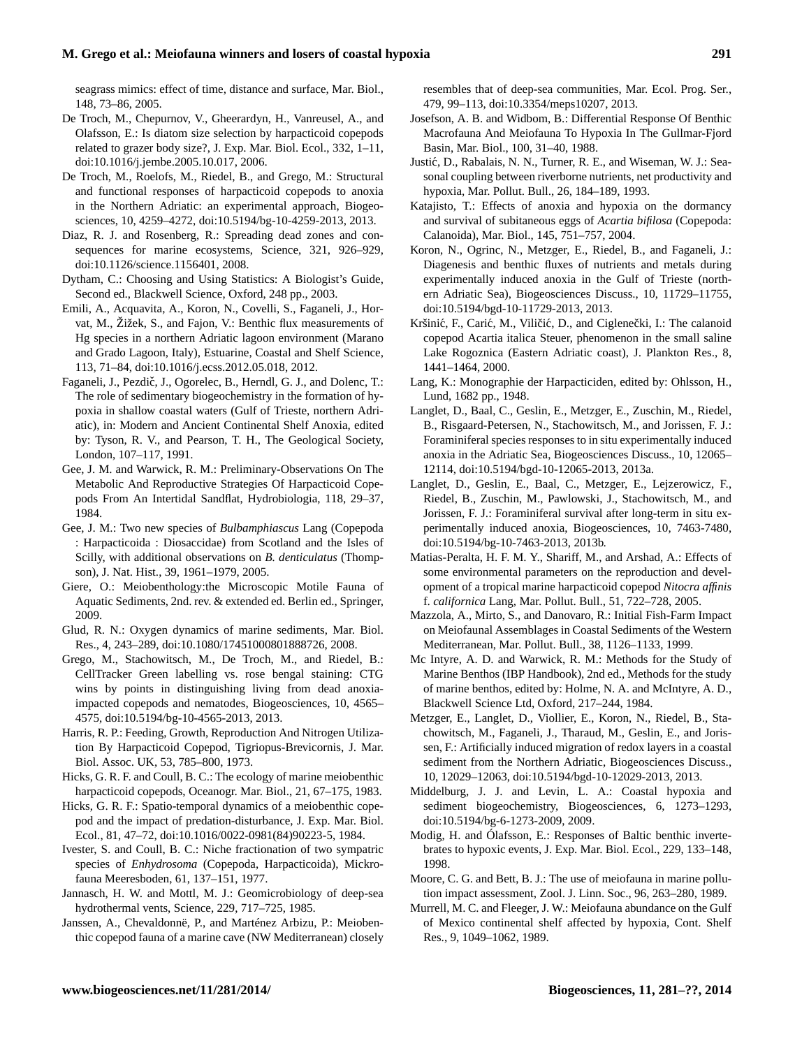seagrass mimics: effect of time, distance and surface, Mar. Biol., 148, 73–86, 2005.

De Troch, M., Chepurnov, V., Gheerardyn, H., Vanreusel, A., and Olafsson, E.: Is diatom size selection by harpacticoid copepods related to grazer body size?, J. Exp. Mar. Biol. Ecol., 332, 1–11, doi:10.1016/j.jembe.2005.10.017, 2006.

De Troch, M., Roelofs, M., Riedel, B., and Grego, M.: Structural and functional responses of harpacticoid copepods to anoxia in the Northern Adriatic: an experimental approach, Biogeosciences, 10, 4259–4272, doi:10.5194/bg-10-4259-2013, 2013.

Diaz, R. J. and Rosenberg, R.: Spreading dead zones and consequences for marine ecosystems, Science, 321, 926–929, doi:10.1126/science.1156401, 2008.

Dytham, C.: Choosing and Using Statistics: A Biologist's Guide, Second ed., Blackwell Science, Oxford, 248 pp., 2003.

Emili, A., Acquavita, A., Koron, N., Covelli, S., Faganeli, J., Horvat, M., Žižek, S., and Fajon, V.: Benthic flux measurements of Hg species in a northern Adriatic lagoon environment (Marano and Grado Lagoon, Italy), Estuarine, Coastal and Shelf Science, 113, 71–84, doi:10.1016/j.ecss.2012.05.018, 2012.

Faganeli, J., Pezdič, J., Ogorelec, B., Herndl, G. J., and Dolenc, T.: The role of sedimentary biogeochemistry in the formation of hypoxia in shallow coastal waters (Gulf of Trieste, northern Adriatic), in: Modern and Ancient Continental Shelf Anoxia, edited by: Tyson, R. V., and Pearson, T. H., The Geological Society, London, 107–117, 1991.

Gee, J. M. and Warwick, R. M.: Preliminary-Observations On The Metabolic And Reproductive Strategies Of Harpacticoid Copepods From An Intertidal Sandflat, Hydrobiologia, 118, 29–37, 1984.

Gee, J. M.: Two new species of *Bulbamphiascus* Lang (Copepoda : Harpacticoida : Diosaccidae) from Scotland and the Isles of Scilly, with additional observations on *B. denticulatus* (Thompson), J. Nat. Hist., 39, 1961–1979, 2005.

Giere, O.: Meiobenthology:the Microscopic Motile Fauna of Aquatic Sediments, 2nd. rev. & extended ed. Berlin ed., Springer, 2009.

Glud, R. N.: Oxygen dynamics of marine sediments, Mar. Biol. Res., 4, 243–289, doi:10.1080/17451000801888726, 2008.

Grego, M., Stachowitsch, M., De Troch, M., and Riedel, B.: CellTracker Green labelling vs. rose bengal staining: CTG wins by points in distinguishing living from dead anoxia-impacted copepods and nematodes, Biogeosciences, 10, 4565–4575, doi:10.5194/bg-10-4565-2013, 2013.

Harris, R. P.: Feeding, Growth, Reproduction And Nitrogen Utilization By Harpacticoid Copepod, Tigriopus-Brevicornis, J. Mar. Biol. Assoc. UK, 53, 785–800, 1973.

Hicks, G. R. F. and Coull, B. C.: The ecology of marine meiobenthic harpacticoid copepods, Oceanogr. Mar. Biol., 21, 67–175, 1983.

Hicks, G. R. F.: Spatio-temporal dynamics of a meiobenthic copepod and the impact of predation-disturbance, J. Exp. Mar. Biol. Ecol., 81, 47–72, doi:10.1016/0022-0981(84)90223-5, 1984.

Ivester, S. and Coull, B. C.: Niche fractionation of two sympatric species of *Enhydrosoma* (Copepoda, Harpacticoida), Mickrofauna Meeresboden, 61, 137–151, 1977.

Jannasch, H. W. and Mottl, M. J.: Geomicrobiology of deep-sea hydrothermal vents, Science, 229, 717–725, 1985.

Janssen, A., Chevaldonnë, P., and Marténez Arbizu, P.: Meiobenthic copepod fauna of a marine cave (NW Mediterranean) closely resembles that of deep-sea communities, Mar. Ecol. Prog. Ser., 479, 99–113, doi:10.3354/meps10207, 2013.

Josefson, A. B. and Widbom, B.: Differential Response Of Benthic Macrofauna And Meiofauna To Hypoxia In The Gullmar-Fjord Basin, Mar. Biol., 100, 31–40, 1988.

Justić, D., Rabalais, N. N., Turner, R. E., and Wiseman, W. J.: Seasonal coupling between riverborne nutrients, net productivity and hypoxia, Mar. Pollut. Bull., 26, 184–189, 1993.

Katajisto, T.: Effects of anoxia and hypoxia on the dormancy and survival of subitaneous eggs of *Acartia bifilosa* (Copepoda: Calanoida), Mar. Biol., 145, 751–757, 2004.

Koron, N., Ogrinc, N., Metzger, E., Riedel, B., and Faganeli, J.: Diagenesis and benthic fluxes of nutrients and metals during experimentally induced anoxia in the Gulf of Trieste (northern Adriatic Sea), Biogeosciences Discuss., 10, 11729–11755, doi:10.5194/bgd-10-11729-2013, 2013.

Kršinić, F., Carić, M., Viličić, D., and Ciglenečki, I.: The calanoid copepod Acartia italica Steuer, phenomenon in the small saline Lake Rogoznica (Eastern Adriatic coast), J. Plankton Res., 8, 1441–1464, 2000.

Lang, K.: Monographie der Harpacticiden, edited by: Ohlsson, H., Lund, 1682 pp., 1948.

Langlet, D., Baal, C., Geslin, E., Metzger, E., Zuschin, M., Riedel, B., Risgaard-Petersen, N., Stachowitsch, M., and Jorissen, F. J.: Foraminiferal species responses to in situ experimentally induced anoxia in the Adriatic Sea, Biogeosciences Discuss., 10, 12065–12114, doi:10.5194/bgd-10-12065-2013, 2013a.

Langlet, D., Geslin, E., Baal, C., Metzger, E., Lejzerowicz, F., Riedel, B., Zuschin, M., Pawlowski, J., Stachowitsch, M., and Jorissen, F. J.: Foraminiferal survival after long-term in situ experimentally induced anoxia, Biogeosciences, 10, 7463-7480, doi:10.5194/bg-10-7463-2013, 2013b.

Matias-Peralta, H. F. M. Y., Shariff, M., and Arshad, A.: Effects of some environmental parameters on the reproduction and development of a tropical marine harpacticoid copepod *Nitocra affinis* f. *californica* Lang, Mar. Pollut. Bull., 51, 722–728, 2005.

Mazzola, A., Mirto, S., and Danovaro, R.: Initial Fish-Farm Impact on Meiofaunal Assemblages in Coastal Sediments of the Western Mediterranean, Mar. Pollut. Bull., 38, 1126–1133, 1999.

Mc Intyre, A. D. and Warwick, R. M.: Methods for the Study of Marine Benthos (IBP Handbook), 2nd ed., Methods for the study of marine benthos, edited by: Holme, N. A. and McIntyre, A. D., Blackwell Science Ltd, Oxford, 217–244, 1984.

Metzger, E., Langlet, D., Viollier, E., Koron, N., Riedel, B., Stachowitsch, M., Faganeli, J., Tharaud, M., Geslin, E., and Jorissen, F.: Artificially induced migration of redox layers in a coastal sediment from the Northern Adriatic, Biogeosciences Discuss., 10, 12029–12063, doi:10.5194/bgd-10-12029-2013, 2013.

Middelburg, J. J. and Levin, L. A.: Coastal hypoxia and sediment biogeochemistry, Biogeosciences, 6, 1273–1293, doi:10.5194/bg-6-1273-2009, 2009.

Modig, H. and Ólafsson, E.: Responses of Baltic benthic invertebrates to hypoxic events, J. Exp. Mar. Biol. Ecol., 229, 133–148, 1998.

Moore, C. G. and Bett, B. J.: The use of meiofauna in marine pollution impact assessment, Zool. J. Linn. Soc., 96, 263–280, 1989.

Murrell, M. C. and Fleeger, J. W.: Meiofauna abundance on the Gulf of Mexico continental shelf affected by hypoxia, Cont. Shelf Res., 9, 1049–1062, 1989.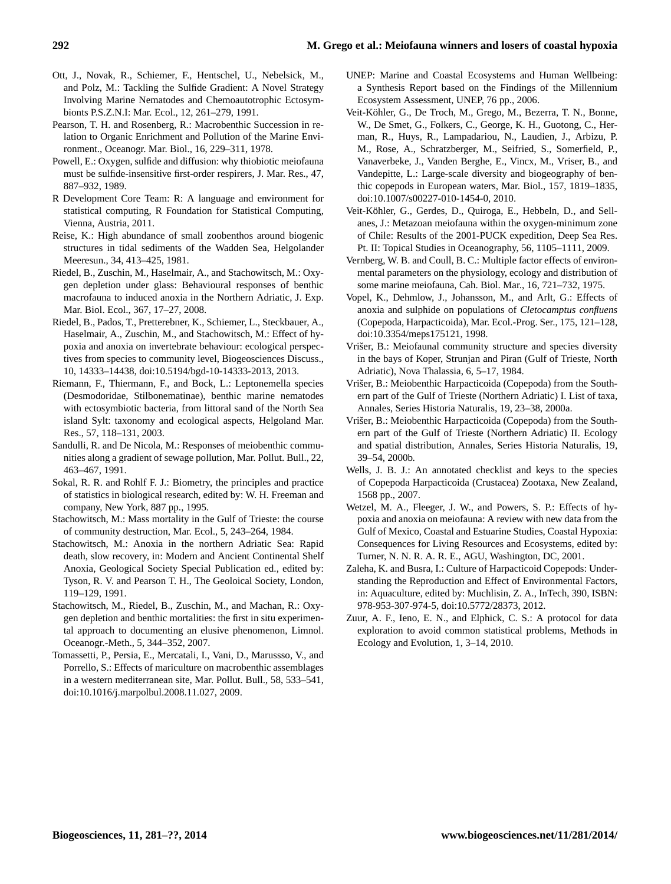Ott, J., Novak, R., Schiemer, F., Hentschel, U., Nebelsick, M., and Polz, M.: Tackling the Sulfide Gradient: A Novel Strategy Involving Marine Nematodes and Chemoautotrophic Ectosymbionts P.S.Z.N.I: Mar. Ecol., 12, 261–279, 1991.

Pearson, T. H. and Rosenberg, R.: Macrobenthic Succession in relation to Organic Enrichment and Pollution of the Marine Environment., Oceanogr. Mar. Biol., 16, 229–311, 1978.

Powell, E.: Oxygen, sulfide and diffusion: why thiobiotic meiofauna must be sulfide-insensitive first-order respirers, J. Mar. Res., 47, 887–932, 1989.

R Development Core Team: R: A language and environment for statistical computing, R Foundation for Statistical Computing, Vienna, Austria, 2011.

Reise, K.: High abundance of small zoobenthos around biogenic structures in tidal sediments of the Wadden Sea, Helgolander Meeresun., 34, 413–425, 1981.

Riedel, B., Zuschin, M., Haselmair, A., and Stachowitsch, M.: Oxygen depletion under glass: Behavioural responses of benthic macrofauna to induced anoxia in the Northern Adriatic, J. Exp. Mar. Biol. Ecol., 367, 17–27, 2008.

Riedel, B., Pados, T., Pretterebner, K., Schiemer, L., Steckbauer, A., Haselmair, A., Zuschin, M., and Stachowitsch, M.: Effect of hypoxia and anoxia on invertebrate behaviour: ecological perspectives from species to community level, Biogeosciences Discuss., 10, 14333–14438, doi:10.5194/bgd-10-14333-2013, 2013.

Riemann, F., Thiermann, F., and Bock, L.: Leptonemella species (Desmodoridae, Stilbonematinae), benthic marine nematodes with ectosymbiotic bacteria, from littoral sand of the North Sea island Sylt: taxonomy and ecological aspects, Helgoland Mar. Res., 57, 118–131, 2003.

Sandulli, R. and De Nicola, M.: Responses of meiobenthic communities along a gradient of sewage pollution, Mar. Pollut. Bull., 22, 463–467, 1991.

Sokal, R. R. and Rohlf F. J.: Biometry, the principles and practice of statistics in biological research, edited by: W. H. Freeman and company, New York, 887 pp., 1995.

Stachowitsch, M.: Mass mortality in the Gulf of Trieste: the course of community destruction, Mar. Ecol., 5, 243–264, 1984.

Stachowitsch, M.: Anoxia in the northern Adriatic Sea: Rapid death, slow recovery, in: Modern and Ancient Continental Shelf Anoxia, Geological Society Special Publication ed., edited by: Tyson, R. V. and Pearson T. H., The Geoloical Society, London, 119–129, 1991.

Stachowitsch, M., Riedel, B., Zuschin, M., and Machan, R.: Oxygen depletion and benthic mortalities: the first in situ experimental approach to documenting an elusive phenomenon, Limnol. Oceanogr.-Meth., 5, 344–352, 2007.

Tomassetti, P., Persia, E., Mercatali, I., Vani, D., Marussso, V., and Porrello, S.: Effects of mariculture on macrobenthic assemblages in a western mediterranean site, Mar. Pollut. Bull., 58, 533–541, doi:10.1016/j.marpolbul.2008.11.027, 2009.

UNEP: Marine and Coastal Ecosystems and Human Wellbeing: a Synthesis Report based on the Findings of the Millennium Ecosystem Assessment, UNEP, 76 pp., 2006.

Veit-Köhler, G., De Troch, M., Grego, M., Bezerra, T. N., Bonne, W., De Smet, G., Folkers, C., George, K. H., Guotong, C., Herman, R., Huys, R., Lampadariou, N., Laudien, J., Arbizu, P. M., Rose, A., Schratzberger, M., Seifried, S., Somerfield, P., Vanaverbeke, J., Vanden Berghe, E., Vincx, M., Vriser, B., and Vandepitte, L.: Large-scale diversity and biogeography of benthic copepods in European waters, Mar. Biol., 157, 1819–1835, doi:10.1007/s00227-010-1454-0, 2010.

Veit-Köhler, G., Gerdes, D., Quiroga, E., Hebbeln, D., and Sellanes, J.: Metazoan meiofauna within the oxygen-minimum zone of Chile: Results of the 2001-PUCK expedition, Deep Sea Res. Pt. II: Topical Studies in Oceanography, 56, 1105–1111, 2009.

Vernberg, W. B. and Coull, B. C.: Multiple factor effects of environmental parameters on the physiology, ecology and distribution of some marine meiofauna, Cah. Biol. Mar., 16, 721–732, 1975.

Vopel, K., Dehmlow, J., Johansson, M., and Arlt, G.: Effects of anoxia and sulphide on populations of *Cletocamptus confluens* (Copepoda, Harpacticoida), Mar. Ecol.-Prog. Ser., 175, 121–128, doi:10.3354/meps175121, 1998.

Vrišer, B.: Meiofaunal community structure and species diversity in the bays of Koper, Strunjan and Piran (Gulf of Trieste, North Adriatic), Nova Thalassia, 6, 5–17, 1984.

Vrišer, B.: Meiobenthic Harpacticoida (Copepoda) from the Southern part of the Gulf of Trieste (Northern Adriatic) I. List of taxa, Annales, Series Historia Naturalis, 19, 23–38, 2000a.

Vrišer, B.: Meiobenthic Harpacticoida (Copepoda) from the Southern part of the Gulf of Trieste (Northern Adriatic) II. Ecology and spatial distribution, Annales, Series Historia Naturalis, 19, 39–54, 2000b.

Wells, J. B. J.: An annotated checklist and keys to the species of Copepoda Harpacticoida (Crustacea) Zootaxa, New Zealand, 1568 pp., 2007.

Wetzel, M. A., Fleeger, J. W., and Powers, S. P.: Effects of hypoxia and anoxia on meiofauna: A review with new data from the Gulf of Mexico, Coastal and Estuarine Studies, Coastal Hypoxia: Consequences for Living Resources and Ecosystems, edited by: Turner, N. N. R. A. R. E., AGU, Washington, DC, 2001.

Zaleha, K. and Busra, I.: Culture of Harpacticoid Copepods: Understanding the Reproduction and Effect of Environmental Factors, in: Aquaculture, edited by: Muchlisin, Z. A., InTech, 390, ISBN: 978-953-307-974-5, doi:10.5772/28373, 2012.

Zuur, A. F., Ieno, E. N., and Elphick, C. S.: A protocol for data exploration to avoid common statistical problems, Methods in Ecology and Evolution, 1, 3–14, 2010.